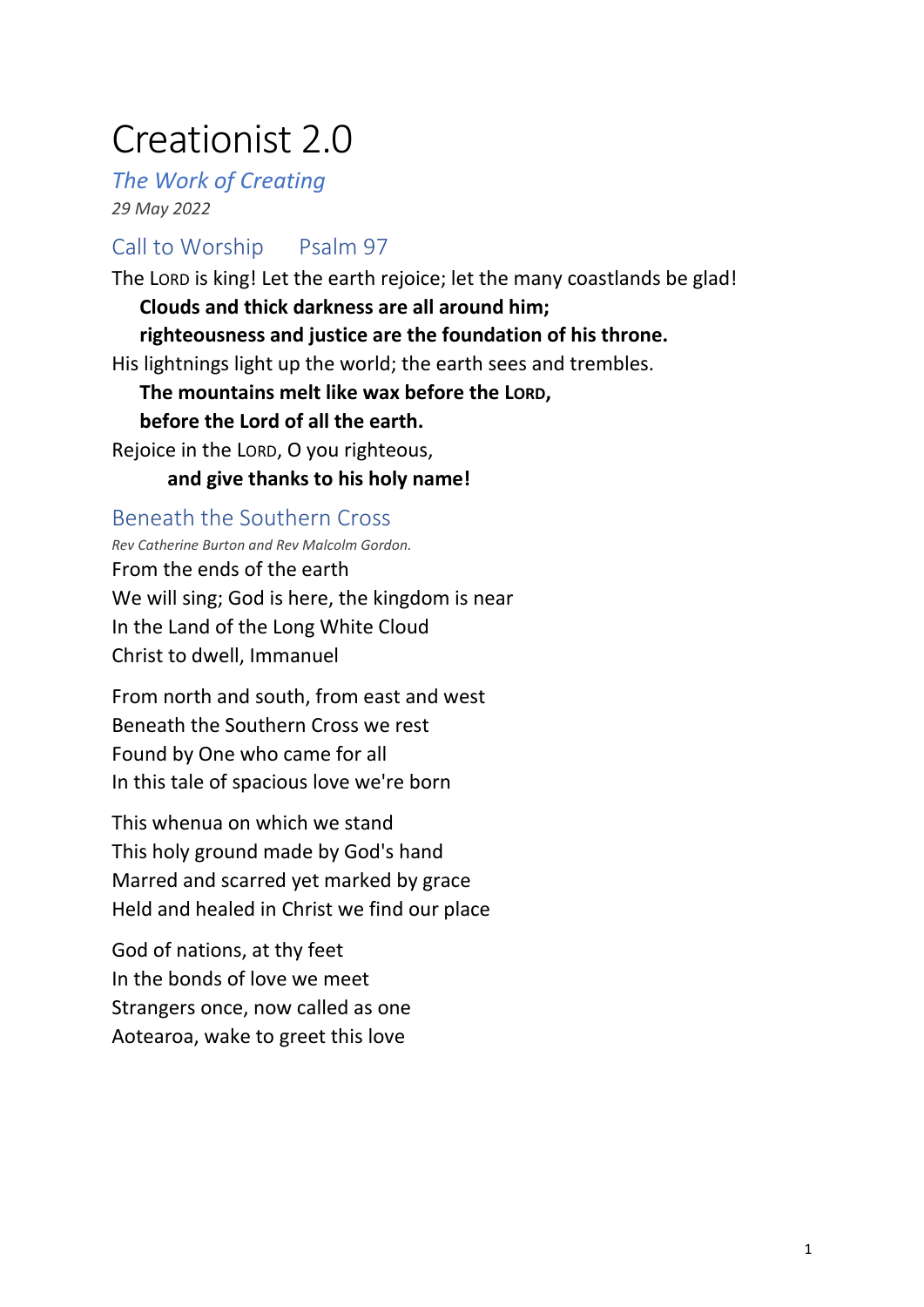# Creationist 2.0

*The Work of Creating*

*29 May 2022*

## Call to Worship  Psalm 97

The LORD is king! Let the earth rejoice; let the many coastlands be glad!

**Clouds and thick darkness are all around him;**

**righteousness and justice are the foundation of his throne.**

His lightnings light up the world; the earth sees and trembles.

**The mountains melt like wax before the LORD,**

**before the Lord of all the earth.**

Rejoice in the LORD, O you righteous,

**and give thanks to his holy name!**

## Beneath the Southern Cross

*Rev Catherine Burton and Rev Malcolm Gordon.*

From the ends of the earth
We will sing; God is here, the kingdom is near
In the Land of the Long White Cloud
Christ to dwell, Immanuel

From north and south, from east and west
Beneath the Southern Cross we rest
Found by One who came for all
In this tale of spacious love we're born

This whenua on which we stand
This holy ground made by God's hand
Marred and scarred yet marked by grace
Held and healed in Christ we find our place

God of nations, at thy feet
In the bonds of love we meet
Strangers once, now called as one
Aotearoa, wake to greet this love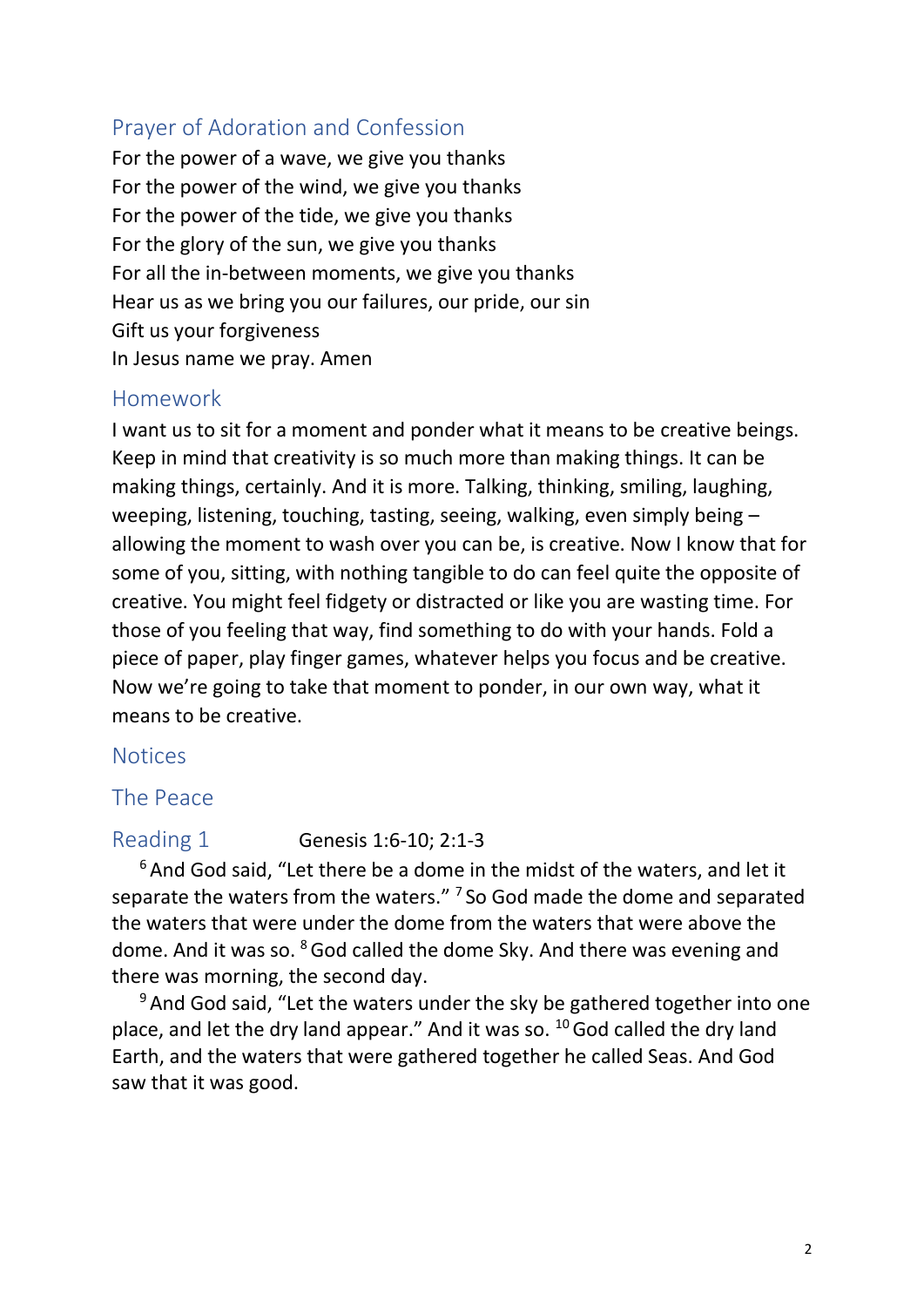## Prayer of Adoration and Confession

For the power of a wave, we give you thanks
For the power of the wind, we give you thanks
For the power of the tide, we give you thanks
For the glory of the sun, we give you thanks
For all the in-between moments, we give you thanks
Hear us as we bring you our failures, our pride, our sin
Gift us your forgiveness
In Jesus name we pray. Amen

## Homework

I want us to sit for a moment and ponder what it means to be creative beings. Keep in mind that creativity is so much more than making things. It can be making things, certainly. And it is more. Talking, thinking, smiling, laughing, weeping, listening, touching, tasting, seeing, walking, even simply being – allowing the moment to wash over you can be, is creative. Now I know that for some of you, sitting, with nothing tangible to do can feel quite the opposite of creative. You might feel fidgety or distracted or like you are wasting time. For those of you feeling that way, find something to do with your hands. Fold a piece of paper, play finger games, whatever helps you focus and be creative. Now we're going to take that moment to ponder, in our own way, what it means to be creative.

## Notices

## The Peace

## Reading 1 Genesis 1:6-10; 2:1-3

[6] And God said, "Let there be a dome in the midst of the waters, and let it separate the waters from the waters." [7] So God made the dome and separated the waters that were under the dome from the waters that were above the dome. And it was so. [8] God called the dome Sky. And there was evening and there was morning, the second day.

[9] And God said, "Let the waters under the sky be gathered together into one place, and let the dry land appear." And it was so. [10] God called the dry land Earth, and the waters that were gathered together he called Seas. And God saw that it was good.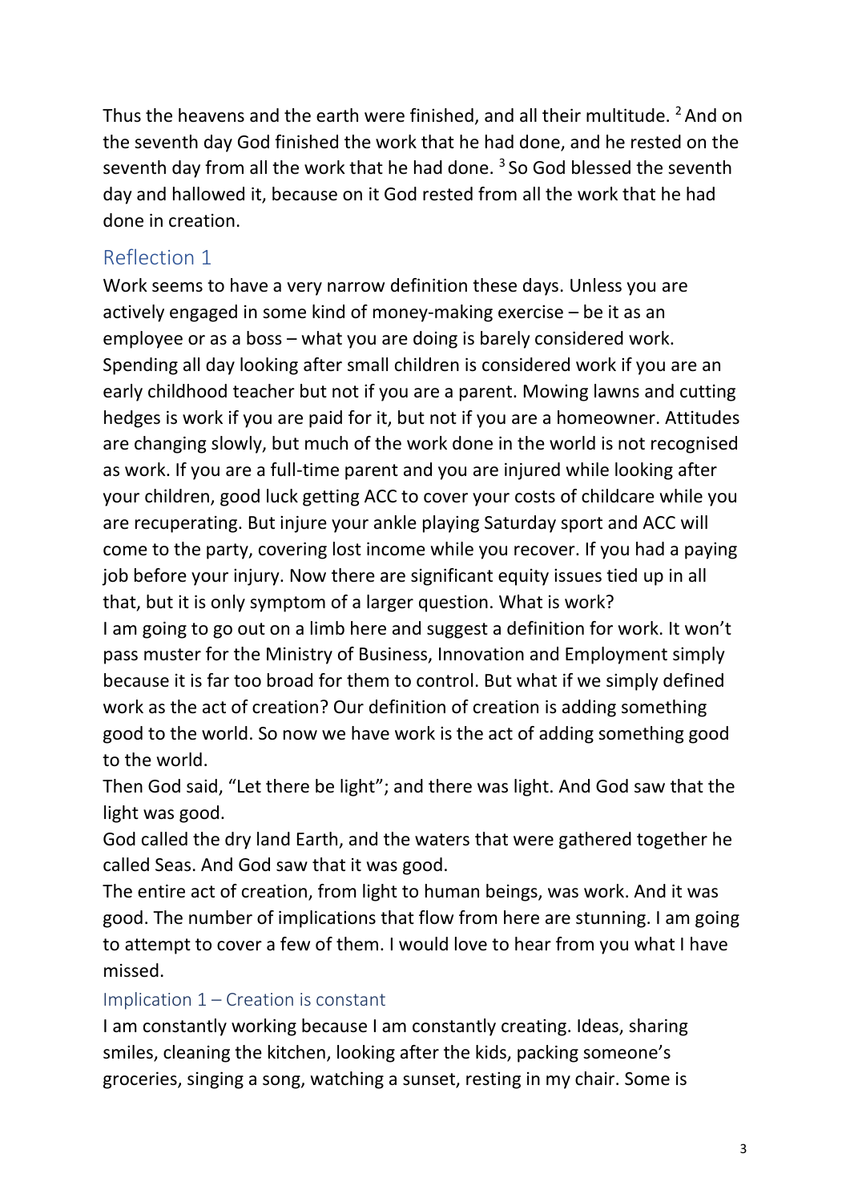Thus the heavens and the earth were finished, and all their multitude. [2] And on the seventh day God finished the work that he had done, and he rested on the seventh day from all the work that he had done. [3] So God blessed the seventh day and hallowed it, because on it God rested from all the work that he had done in creation.

## Reflection 1

Work seems to have a very narrow definition these days. Unless you are actively engaged in some kind of money-making exercise – be it as an employee or as a boss – what you are doing is barely considered work. Spending all day looking after small children is considered work if you are an early childhood teacher but not if you are a parent. Mowing lawns and cutting hedges is work if you are paid for it, but not if you are a homeowner. Attitudes are changing slowly, but much of the work done in the world is not recognised as work. If you are a full-time parent and you are injured while looking after your children, good luck getting ACC to cover your costs of childcare while you are recuperating. But injure your ankle playing Saturday sport and ACC will come to the party, covering lost income while you recover. If you had a paying job before your injury. Now there are significant equity issues tied up in all that, but it is only symptom of a larger question. What is work?

I am going to go out on a limb here and suggest a definition for work. It won't pass muster for the Ministry of Business, Innovation and Employment simply because it is far too broad for them to control. But what if we simply defined work as the act of creation? Our definition of creation is adding something good to the world. So now we have work is the act of adding something good to the world.

Then God said, "Let there be light"; and there was light. And God saw that the light was good.

God called the dry land Earth, and the waters that were gathered together he called Seas. And God saw that it was good.

The entire act of creation, from light to human beings, was work. And it was good. The number of implications that flow from here are stunning. I am going to attempt to cover a few of them. I would love to hear from you what I have missed.

### Implication 1 – Creation is constant

I am constantly working because I am constantly creating. Ideas, sharing smiles, cleaning the kitchen, looking after the kids, packing someone's groceries, singing a song, watching a sunset, resting in my chair. Some is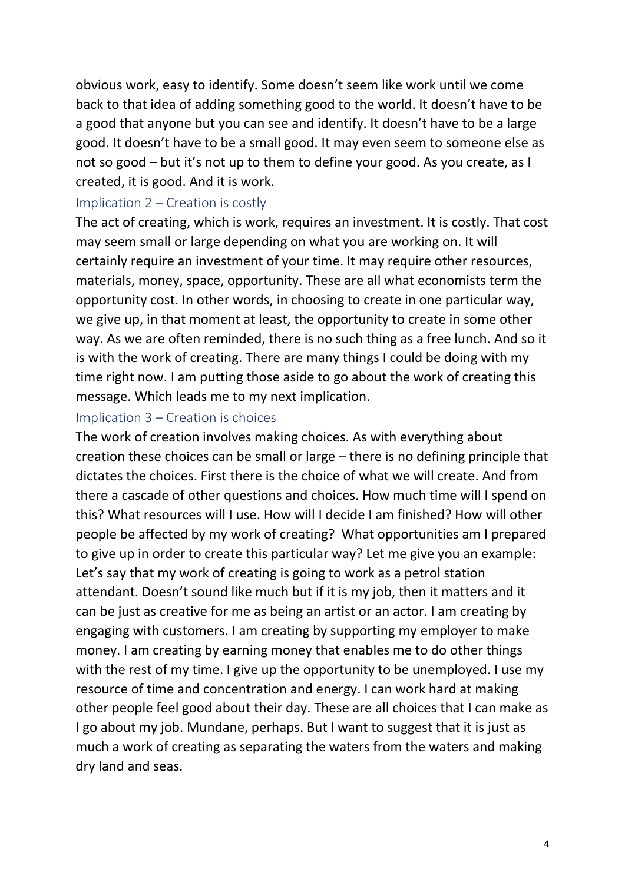obvious work, easy to identify. Some doesn't seem like work until we come back to that idea of adding something good to the world. It doesn't have to be a good that anyone but you can see and identify. It doesn't have to be a large good. It doesn't have to be a small good. It may even seem to someone else as not so good – but it's not up to them to define your good. As you create, as I created, it is good. And it is work.

### Implication 2 – Creation is costly

The act of creating, which is work, requires an investment. It is costly. That cost may seem small or large depending on what you are working on. It will certainly require an investment of your time. It may require other resources, materials, money, space, opportunity. These are all what economists term the opportunity cost. In other words, in choosing to create in one particular way, we give up, in that moment at least, the opportunity to create in some other way. As we are often reminded, there is no such thing as a free lunch. And so it is with the work of creating. There are many things I could be doing with my time right now. I am putting those aside to go about the work of creating this message. Which leads me to my next implication.

### Implication 3 – Creation is choices

The work of creation involves making choices. As with everything about creation these choices can be small or large – there is no defining principle that dictates the choices. First there is the choice of what we will create. And from there a cascade of other questions and choices. How much time will I spend on this? What resources will I use. How will I decide I am finished? How will other people be affected by my work of creating? What opportunities am I prepared to give up in order to create this particular way? Let me give you an example: Let's say that my work of creating is going to work as a petrol station attendant. Doesn't sound like much but if it is my job, then it matters and it can be just as creative for me as being an artist or an actor. I am creating by engaging with customers. I am creating by supporting my employer to make money. I am creating by earning money that enables me to do other things with the rest of my time. I give up the opportunity to be unemployed. I use my resource of time and concentration and energy. I can work hard at making other people feel good about their day. These are all choices that I can make as I go about my job. Mundane, perhaps. But I want to suggest that it is just as much a work of creating as separating the waters from the waters and making dry land and seas.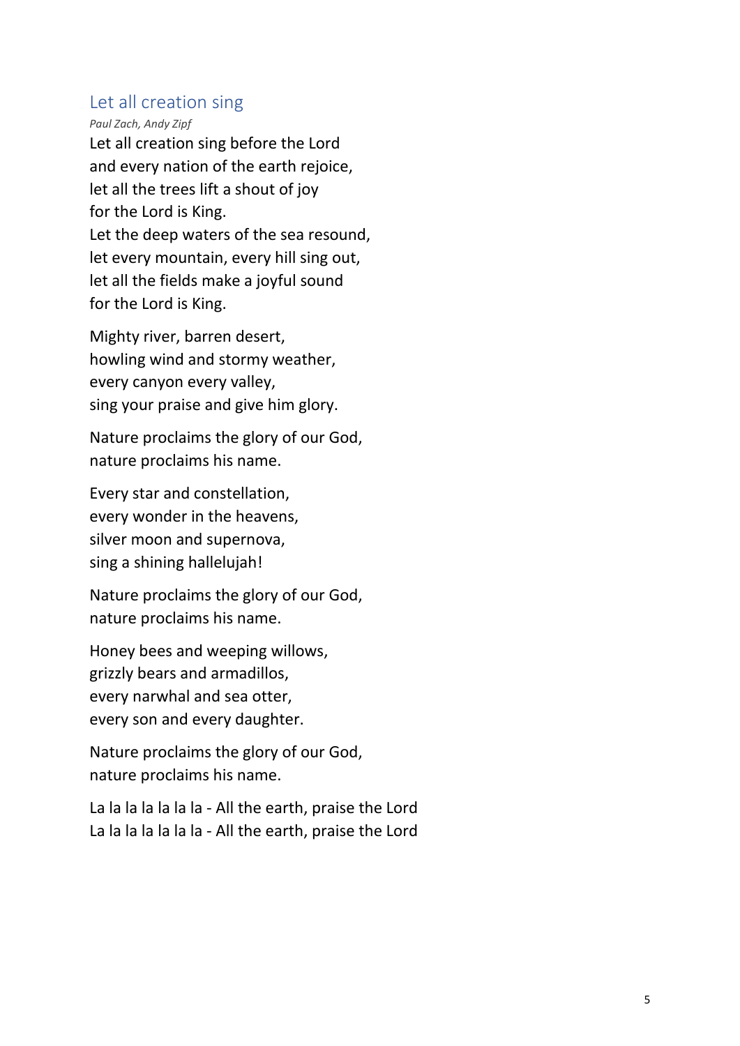## Let all creation sing

*Paul Zach, Andy Zipf*

Let all creation sing before the Lord
and every nation of the earth rejoice,
let all the trees lift a shout of joy
for the Lord is King.
Let the deep waters of the sea resound,
let every mountain, every hill sing out,
let all the fields make a joyful sound
for the Lord is King.

Mighty river, barren desert,
howling wind and stormy weather,
every canyon every valley,
sing your praise and give him glory.

Nature proclaims the glory of our God,
nature proclaims his name.

Every star and constellation,
every wonder in the heavens,
silver moon and supernova,
sing a shining hallelujah!

Nature proclaims the glory of our God,
nature proclaims his name.

Honey bees and weeping willows,
grizzly bears and armadillos,
every narwhal and sea otter,
every son and every daughter.

Nature proclaims the glory of our God,
nature proclaims his name.

La la la la la la la - All the earth, praise the Lord
La la la la la la la - All the earth, praise the Lord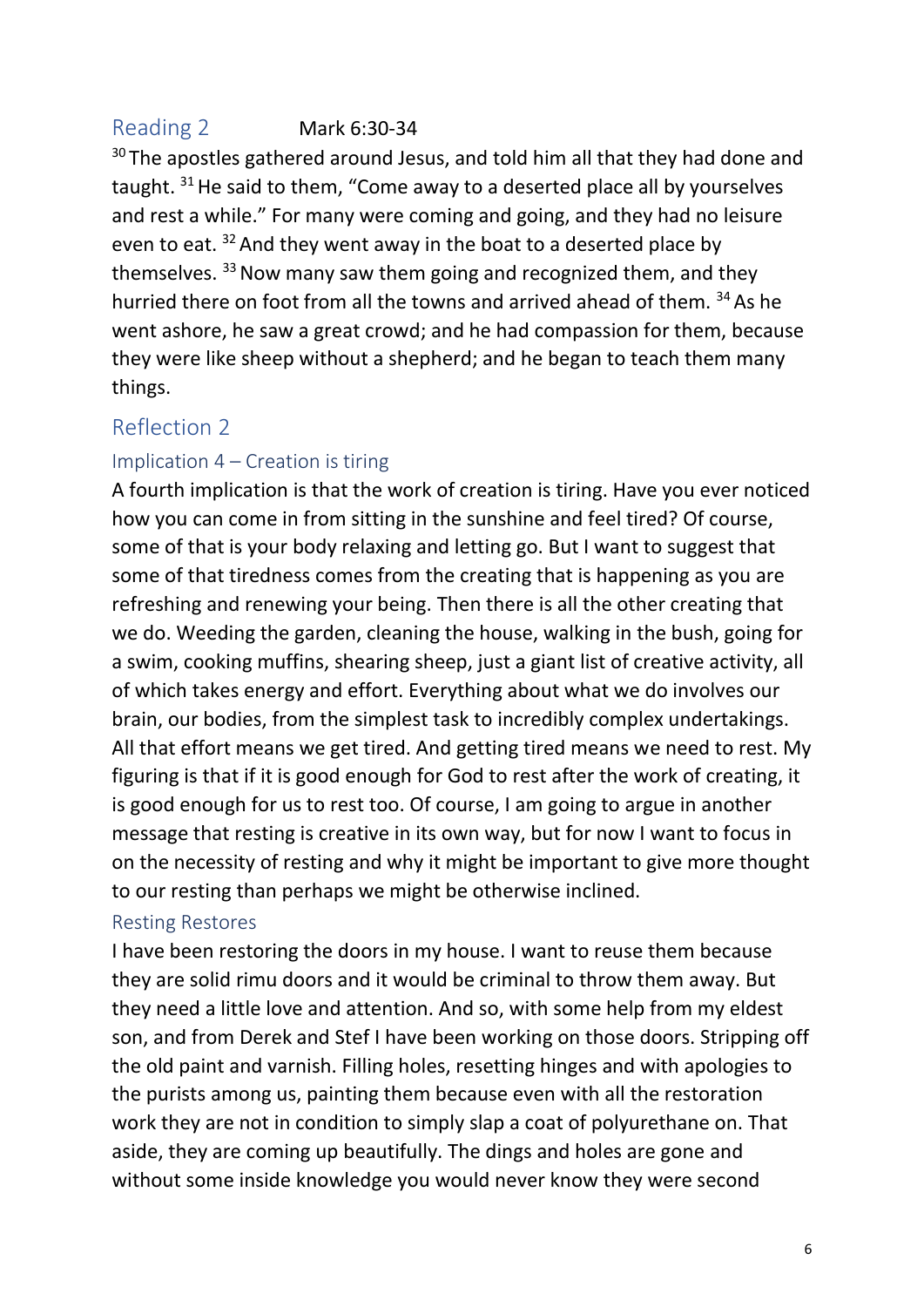## Reading 2 Mark 6:30-34

[30] The apostles gathered around Jesus, and told him all that they had done and taught. [31] He said to them, "Come away to a deserted place all by yourselves and rest a while." For many were coming and going, and they had no leisure even to eat. [32] And they went away in the boat to a deserted place by themselves. [33] Now many saw them going and recognized them, and they hurried there on foot from all the towns and arrived ahead of them. [34] As he went ashore, he saw a great crowd; and he had compassion for them, because they were like sheep without a shepherd; and he began to teach them many things.

## Reflection 2

### Implication 4 – Creation is tiring

A fourth implication is that the work of creation is tiring. Have you ever noticed how you can come in from sitting in the sunshine and feel tired? Of course, some of that is your body relaxing and letting go. But I want to suggest that some of that tiredness comes from the creating that is happening as you are refreshing and renewing your being. Then there is all the other creating that we do. Weeding the garden, cleaning the house, walking in the bush, going for a swim, cooking muffins, shearing sheep, just a giant list of creative activity, all of which takes energy and effort. Everything about what we do involves our brain, our bodies, from the simplest task to incredibly complex undertakings. All that effort means we get tired. And getting tired means we need to rest. My figuring is that if it is good enough for God to rest after the work of creating, it is good enough for us to rest too. Of course, I am going to argue in another message that resting is creative in its own way, but for now I want to focus in on the necessity of resting and why it might be important to give more thought to our resting than perhaps we might be otherwise inclined.

### Resting Restores

I have been restoring the doors in my house. I want to reuse them because they are solid rimu doors and it would be criminal to throw them away. But they need a little love and attention. And so, with some help from my eldest son, and from Derek and Stef I have been working on those doors. Stripping off the old paint and varnish. Filling holes, resetting hinges and with apologies to the purists among us, painting them because even with all the restoration work they are not in condition to simply slap a coat of polyurethane on. That aside, they are coming up beautifully. The dings and holes are gone and without some inside knowledge you would never know they were second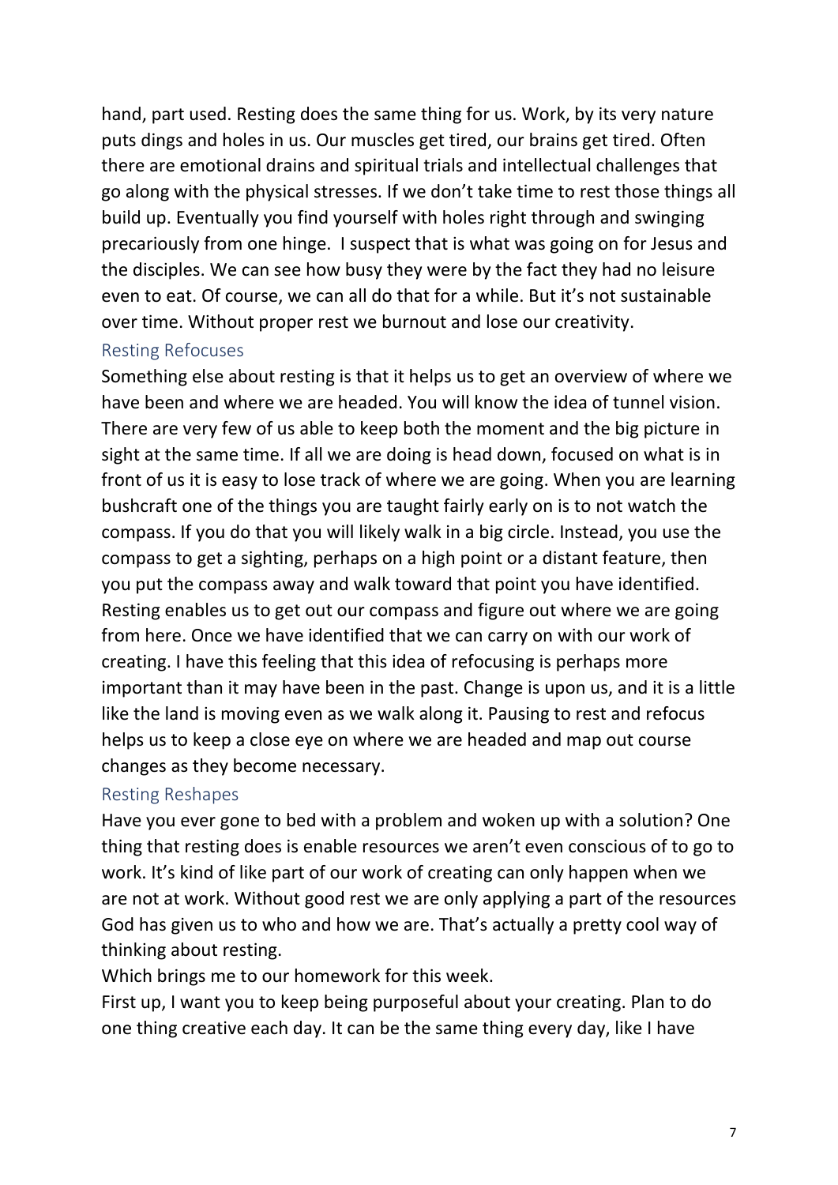hand, part used. Resting does the same thing for us. Work, by its very nature puts dings and holes in us. Our muscles get tired, our brains get tired. Often there are emotional drains and spiritual trials and intellectual challenges that go along with the physical stresses. If we don't take time to rest those things all build up. Eventually you find yourself with holes right through and swinging precariously from one hinge. I suspect that is what was going on for Jesus and the disciples. We can see how busy they were by the fact they had no leisure even to eat. Of course, we can all do that for a while. But it's not sustainable over time. Without proper rest we burnout and lose our creativity.

## Resting Refocuses

Something else about resting is that it helps us to get an overview of where we have been and where we are headed. You will know the idea of tunnel vision. There are very few of us able to keep both the moment and the big picture in sight at the same time. If all we are doing is head down, focused on what is in front of us it is easy to lose track of where we are going. When you are learning bushcraft one of the things you are taught fairly early on is to not watch the compass. If you do that you will likely walk in a big circle. Instead, you use the compass to get a sighting, perhaps on a high point or a distant feature, then you put the compass away and walk toward that point you have identified. Resting enables us to get out our compass and figure out where we are going from here. Once we have identified that we can carry on with our work of creating. I have this feeling that this idea of refocusing is perhaps more important than it may have been in the past. Change is upon us, and it is a little like the land is moving even as we walk along it. Pausing to rest and refocus helps us to keep a close eye on where we are headed and map out course changes as they become necessary.

## Resting Reshapes

Have you ever gone to bed with a problem and woken up with a solution? One thing that resting does is enable resources we aren't even conscious of to go to work. It's kind of like part of our work of creating can only happen when we are not at work. Without good rest we are only applying a part of the resources God has given us to who and how we are. That's actually a pretty cool way of thinking about resting.

Which brings me to our homework for this week.

First up, I want you to keep being purposeful about your creating. Plan to do one thing creative each day. It can be the same thing every day, like I have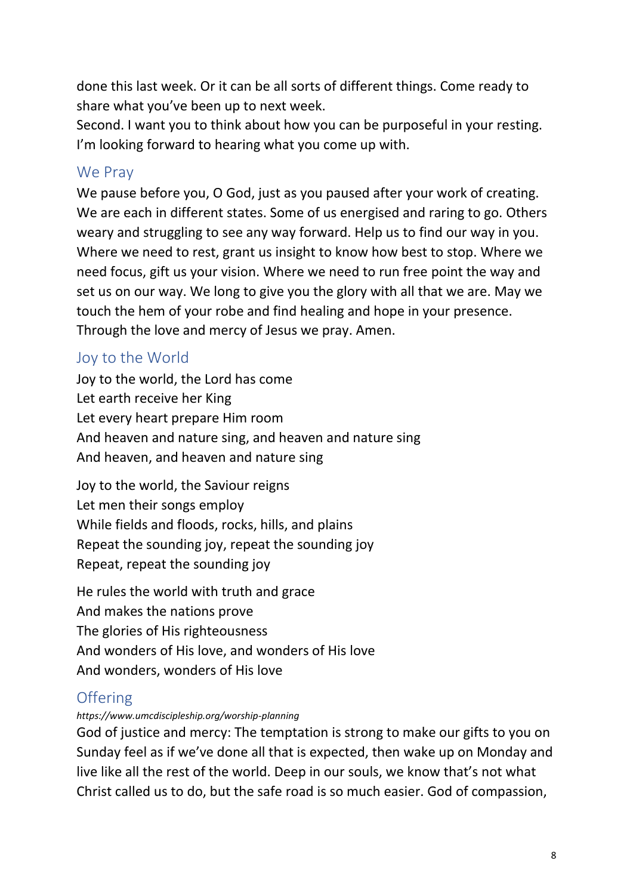done this last week. Or it can be all sorts of different things. Come ready to share what you've been up to next week.

Second. I want you to think about how you can be purposeful in your resting. I'm looking forward to hearing what you come up with.

## We Pray

We pause before you, O God, just as you paused after your work of creating. We are each in different states. Some of us energised and raring to go. Others weary and struggling to see any way forward. Help us to find our way in you. Where we need to rest, grant us insight to know how best to stop. Where we need focus, gift us your vision. Where we need to run free point the way and set us on our way. We long to give you the glory with all that we are. May we touch the hem of your robe and find healing and hope in your presence. Through the love and mercy of Jesus we pray. Amen.

## Joy to the World

Joy to the world, the Lord has come
Let earth receive her King
Let every heart prepare Him room
And heaven and nature sing, and heaven and nature sing
And heaven, and heaven and nature sing

Joy to the world, the Saviour reigns
Let men their songs employ
While fields and floods, rocks, hills, and plains
Repeat the sounding joy, repeat the sounding joy
Repeat, repeat the sounding joy

He rules the world with truth and grace
And makes the nations prove
The glories of His righteousness
And wonders of His love, and wonders of His love
And wonders, wonders of His love

## Offering

*https://www.umcdiscipleship.org/worship-planning*

God of justice and mercy: The temptation is strong to make our gifts to you on Sunday feel as if we've done all that is expected, then wake up on Monday and live like all the rest of the world. Deep in our souls, we know that's not what Christ called us to do, but the safe road is so much easier. God of compassion,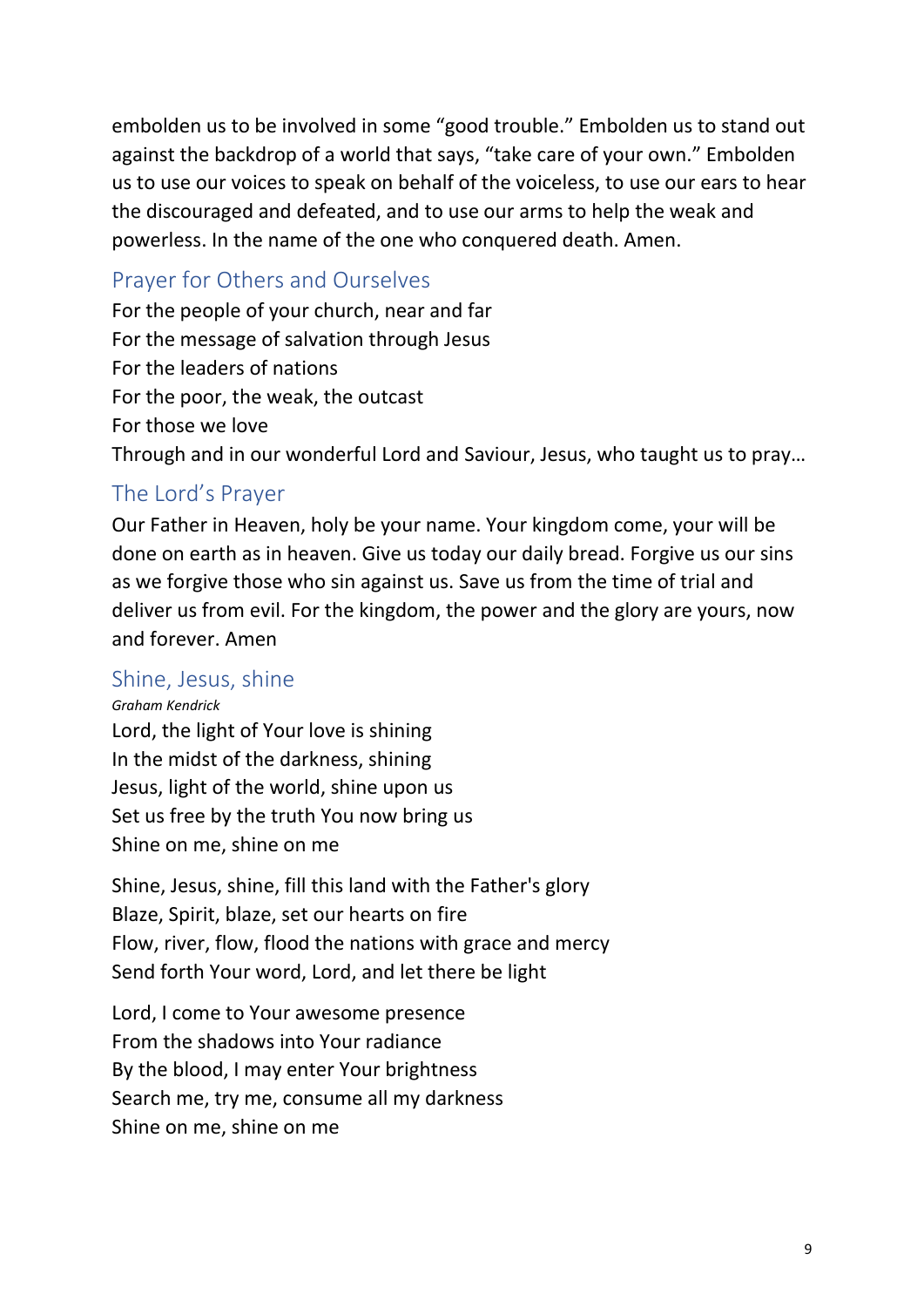embolden us to be involved in some "good trouble." Embolden us to stand out against the backdrop of a world that says, "take care of your own." Embolden us to use our voices to speak on behalf of the voiceless, to use our ears to hear the discouraged and defeated, and to use our arms to help the weak and powerless. In the name of the one who conquered death. Amen.

## Prayer for Others and Ourselves

For the people of your church, near and far
For the message of salvation through Jesus
For the leaders of nations
For the poor, the weak, the outcast
For those we love
Through and in our wonderful Lord and Saviour, Jesus, who taught us to pray…

## The Lord's Prayer

Our Father in Heaven, holy be your name. Your kingdom come, your will be done on earth as in heaven. Give us today our daily bread. Forgive us our sins as we forgive those who sin against us. Save us from the time of trial and deliver us from evil. For the kingdom, the power and the glory are yours, now and forever. Amen

## Shine, Jesus, shine

*Graham Kendrick*

Lord, the light of Your love is shining
In the midst of the darkness, shining
Jesus, light of the world, shine upon us
Set us free by the truth You now bring us
Shine on me, shine on me

Shine, Jesus, shine, fill this land with the Father's glory
Blaze, Spirit, blaze, set our hearts on fire
Flow, river, flow, flood the nations with grace and mercy
Send forth Your word, Lord, and let there be light

Lord, I come to Your awesome presence
From the shadows into Your radiance
By the blood, I may enter Your brightness
Search me, try me, consume all my darkness
Shine on me, shine on me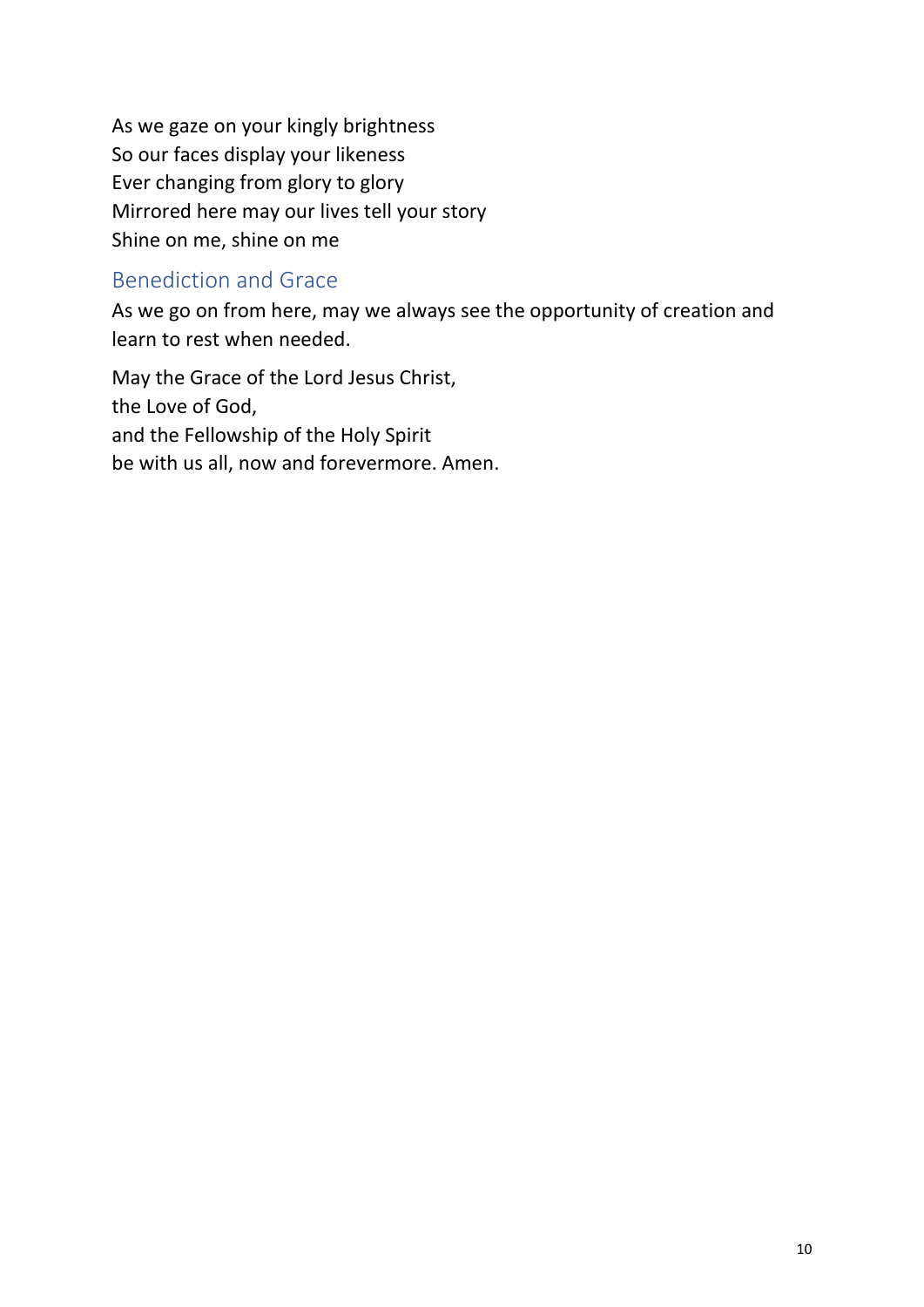As we gaze on your kingly brightness
So our faces display your likeness
Ever changing from glory to glory
Mirrored here may our lives tell your story
Shine on me, shine on me

## Benediction and Grace

As we go on from here, may we always see the opportunity of creation and learn to rest when needed.

May the Grace of the Lord Jesus Christ,
the Love of God,
and the Fellowship of the Holy Spirit
be with us all, now and forevermore. Amen.